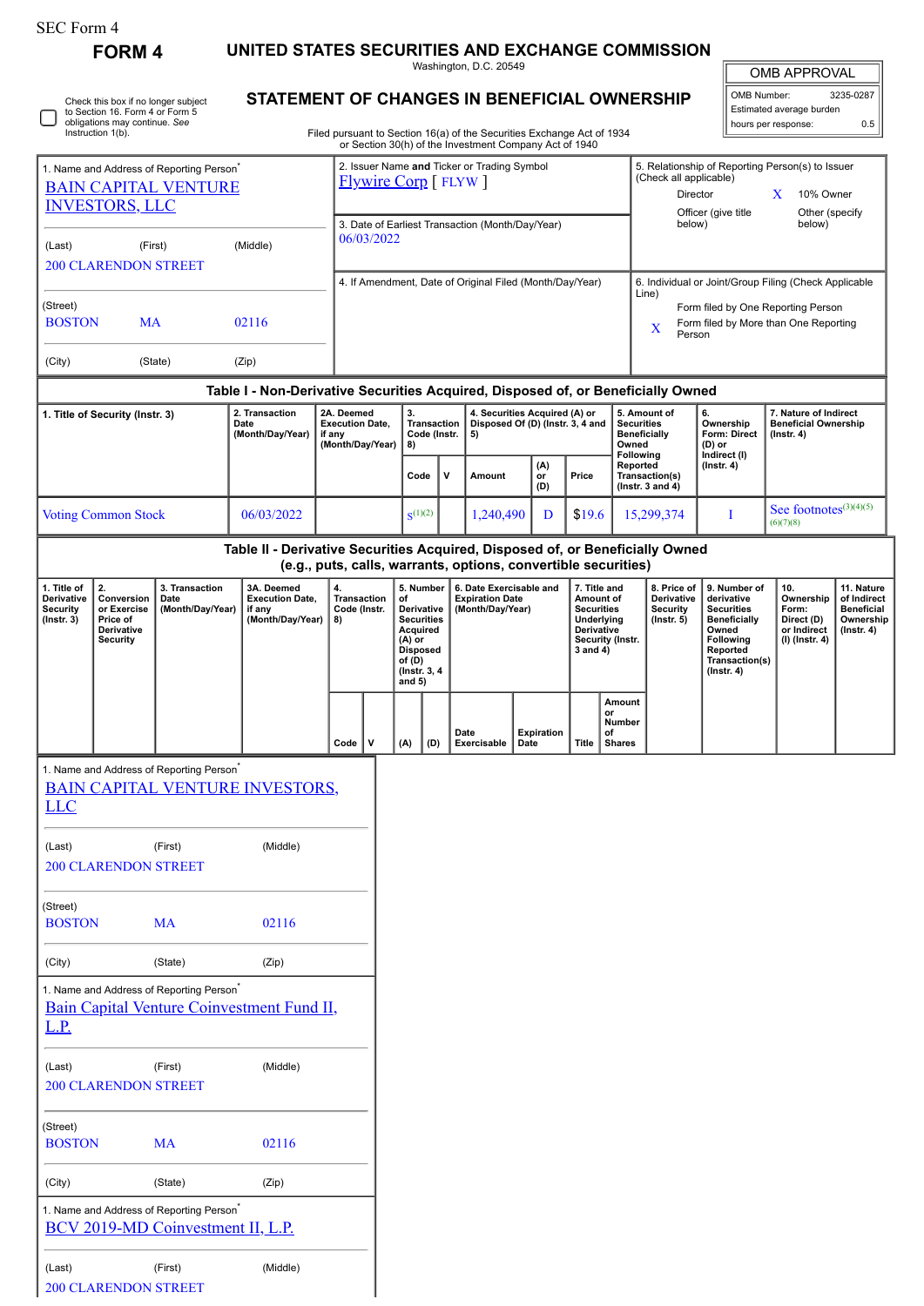SEC Form 4

**FORM 4**

# UNITED STATES SECURITIES AND EXCHANGE COMMISSION

Washington, D.C. 20549

## STATEMENT OF CHANGES IN BENEFICIAL OWNERSHIP

Filed pursuant to Section 16(a) of the Securities Exchange Act of 1934 or Section 30(h) of the Investment Company Act of 1940

| OMB APPROVAL | |
|---|---|
| OMB Number: | 3235-0287 |
| Estimated average burden | |
| hours per response: | 0.5 |

☐ Check this box if no longer subject to Section 16. Form 4 or Form 5 obligations may continue. *See* Instruction 1(b).

| 1. Name and Address of Reporting Person* | 2. Issuer Name **and** Ticker or Trading Symbol | 5. Relationship of Reporting Person(s) to Issuer (Check all applicable) |
|---|---|---|
| BAIN CAPITAL VENTURE INVESTORS, LLC | Flywire Corp [ FLYW ] | Director; X 10% Owner; Officer (give title below); Other (specify below) |
| (Last) (First) (Middle) 200 CLARENDON STREET | 3. Date of Earliest Transaction (Month/Day/Year) 06/03/2022 | |
| (Street) BOSTON MA 02116 | 4. If Amendment, Date of Original Filed (Month/Day/Year) | 6. Individual or Joint/Group Filing (Check Applicable Line): Form filed by One Reporting Person; X Form filed by More than One Reporting Person |
| (City) (State) (Zip) | | |

### Table I - Non-Derivative Securities Acquired, Disposed of, or Beneficially Owned

| 1. Title of Security (Instr. 3) | 2. Transaction Date (Month/Day/Year) | 2A. Deemed Execution Date, if any (Month/Day/Year) | 3. Transaction Code (Instr. 8) | | 4. Securities Acquired (A) or Disposed Of (D) (Instr. 3, 4 and 5) | | | 5. Amount of Securities Beneficially Owned Following Reported Transaction(s) (Instr. 3 and 4) | 6. Ownership Form: Direct (D) or Indirect (I) (Instr. 4) | 7. Nature of Indirect Beneficial Ownership (Instr. 4) |
|---|---|---|---|---|---|---|---|---|---|---|
| | | | Code | V | Amount | (A) or (D) | Price | | | |
| Voting Common Stock | 06/03/2022 | | S[(1)(2)] | | 1,240,490 | D | $19.6 | 15,299,374 | I | See footnotes[(3)(4)(5)(6)(7)(8)] |

### Table II - Derivative Securities Acquired, Disposed of, or Beneficially Owned (e.g., puts, calls, warrants, options, convertible securities)

| 1. Title of Derivative Security (Instr. 3) | 2. Conversion or Exercise Price of Derivative Security | 3. Transaction Date (Month/Day/Year) | 3A. Deemed Execution Date, if any (Month/Day/Year) | 4. Transaction Code (Instr. 8) | | 5. Number of Derivative Securities Acquired (A) or Disposed of (D) (Instr. 3, 4 and 5) | | 6. Date Exercisable and Expiration Date (Month/Day/Year) | | 7. Title and Amount of Securities Underlying Derivative Security (Instr. 3 and 4) | | 8. Price of Derivative Security (Instr. 5) | 9. Number of derivative Securities Beneficially Owned Following Reported Transaction(s) (Instr. 4) | 10. Ownership Form: Direct (D) or Indirect (I) (Instr. 4) | 11. Nature of Indirect Beneficial Ownership (Instr. 4) |
|---|---|---|---|---|---|---|---|---|---|---|---|---|---|---|---|
| | | | | Code | V | (A) | (D) | Date Exercisable | Expiration Date | Title | Amount or Number of Shares | | | | |

1. Name and Address of Reporting Person*

BAIN CAPITAL VENTURE INVESTORS, LLC

(Last) (First) (Middle)

200 CLARENDON STREET

(Street)

BOSTON MA 02116

(City) (State) (Zip)

1. Name and Address of Reporting Person*

Bain Capital Venture Coinvestment Fund II, L.P.

(Last) (First) (Middle)

200 CLARENDON STREET

(Street)

BOSTON MA 02116

(City) (State) (Zip)

1. Name and Address of Reporting Person*

BCV 2019-MD Coinvestment II, L.P.

(Last) (First) (Middle)

200 CLARENDON STREET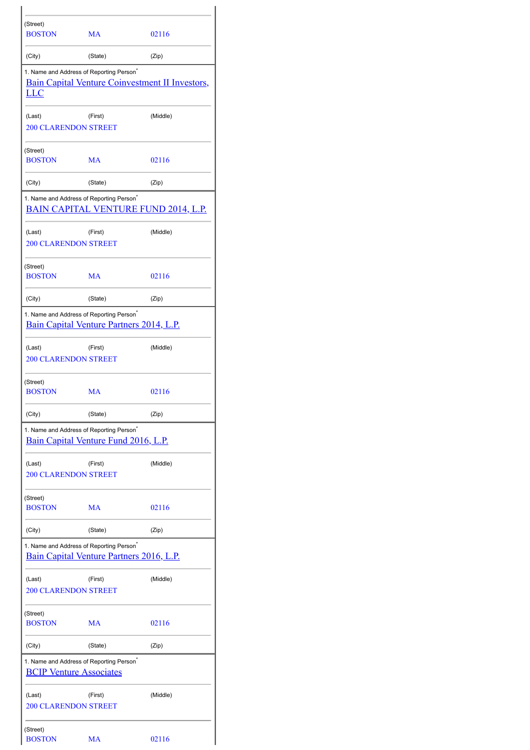| | | |
|---|---|---|
| (Street) | | |
| BOSTON | MA | 02116 |
| (City) | (State) | (Zip) |

| 1. Name and Address of Reporting Person* | | |
|---|---|---|
| Bain Capital Venture Coinvestment II Investors, LLC | | |
| (Last) | (First) | (Middle) |
| 200 CLARENDON STREET | | |
| (Street) | | |
| BOSTON | MA | 02116 |
| (City) | (State) | (Zip) |

| 1. Name and Address of Reporting Person* | | |
|---|---|---|
| BAIN CAPITAL VENTURE FUND 2014, L.P. | | |
| (Last) | (First) | (Middle) |
| 200 CLARENDON STREET | | |
| (Street) | | |
| BOSTON | MA | 02116 |
| (City) | (State) | (Zip) |

| 1. Name and Address of Reporting Person* | | |
|---|---|---|
| Bain Capital Venture Partners 2014, L.P. | | |
| (Last) | (First) | (Middle) |
| 200 CLARENDON STREET | | |
| (Street) | | |
| BOSTON | MA | 02116 |
| (City) | (State) | (Zip) |

| 1. Name and Address of Reporting Person* | | |
|---|---|---|
| Bain Capital Venture Fund 2016, L.P. | | |
| (Last) | (First) | (Middle) |
| 200 CLARENDON STREET | | |
| (Street) | | |
| BOSTON | MA | 02116 |
| (City) | (State) | (Zip) |

| 1. Name and Address of Reporting Person* | | |
|---|---|---|
| Bain Capital Venture Partners 2016, L.P. | | |
| (Last) | (First) | (Middle) |
| 200 CLARENDON STREET | | |
| (Street) | | |
| BOSTON | MA | 02116 |
| (City) | (State) | (Zip) |

| 1. Name and Address of Reporting Person* | | |
|---|---|---|
| BCIP Venture Associates | | |
| (Last) | (First) | (Middle) |
| 200 CLARENDON STREET | | |
| (Street) | | |
| BOSTON | MA | 02116 |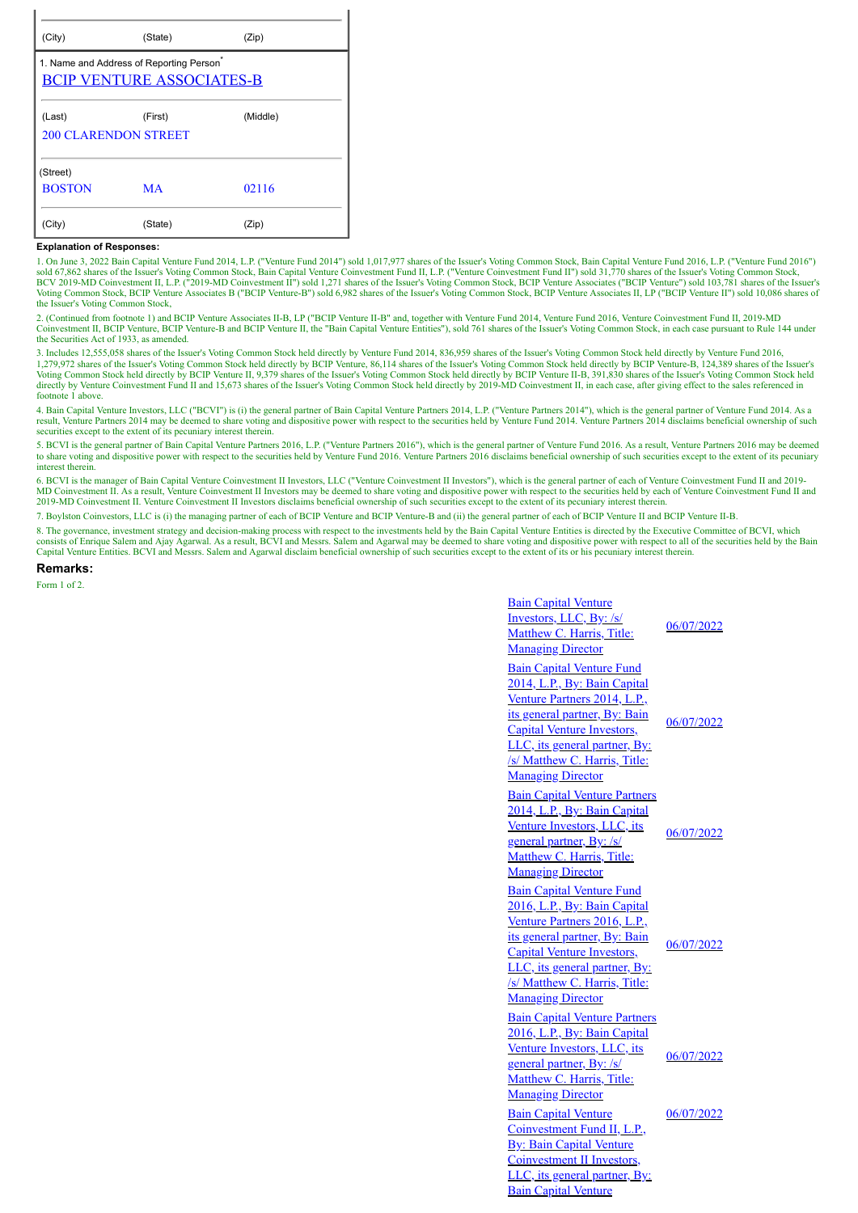| (City) | (State) | (Zip) |
|---|---|---|

1. Name and Address of Reporting Person*

BCIP VENTURE ASSOCIATES-B

| (Last) | (First) | (Middle) |
|---|---|---|
| 200 CLARENDON STREET | | |
| (Street) | | |
| BOSTON | MA | 02116 |
| (City) | (State) | (Zip) |

**Explanation of Responses:**

1. On June 3, 2022 Bain Capital Venture Fund 2014, L.P. ("Venture Fund 2014") sold 1,017,977 shares of the Issuer's Voting Common Stock, Bain Capital Venture Fund 2016, L.P. ("Venture Fund 2016") sold 67,862 shares of the Issuer's Voting Common Stock, Bain Capital Venture Coinvestment Fund II, L.P. ("Venture Coinvestment Fund II") sold 31,770 shares of the Issuer's Voting Common Stock, BCV 2019-MD Coinvestment II, L.P. ("2019-MD Coinvestment II") sold 1,271 shares of the Issuer's Voting Common Stock, BCIP Venture Associates ("BCIP Venture") sold 103,781 shares of the Issuer's Voting Common Stock, BCIP Venture Associates B ("BCIP Venture-B") sold 6,982 shares of the Issuer's Voting Common Stock, BCIP Venture Associates II, LP ("BCIP Venture II") sold 10,086 shares of the Issuer's Voting Common Stock,

2. (Continued from footnote 1) and BCIP Venture Associates II-B, LP ("BCIP Venture II-B" and, together with Venture Fund 2014, Venture Fund 2016, Venture Coinvestment Fund II, 2019-MD Coinvestment II, BCIP Venture, BCIP Venture-B and BCIP Venture II, the "Bain Capital Venture Entities"), sold 761 shares of the Issuer's Voting Common Stock, in each case pursuant to Rule 144 under the Securities Act of 1933, as amended.

3. Includes 12,555,058 shares of the Issuer's Voting Common Stock held directly by Venture Fund 2014, 836,959 shares of the Issuer's Voting Common Stock held directly by Venture Fund 2016, 1,279,972 shares of the Issuer's Voting Common Stock held directly by BCIP Venture, 86,114 shares of the Issuer's Voting Common Stock held directly by BCIP Venture-B, 124,389 shares of the Issuer's Voting Common Stock held directly by BCIP Venture II, 9,379 shares of the Issuer's Voting Common Stock held directly by BCIP Venture II-B, 391,830 shares of the Issuer's Voting Common Stock held directly by Venture Coinvestment Fund II and 15,673 shares of the Issuer's Voting Common Stock held directly by 2019-MD Coinvestment II, in each case, after giving effect to the sales referenced in footnote 1 above.

4. Bain Capital Venture Investors, LLC ("BCVI") is (i) the general partner of Bain Capital Venture Partners 2014, L.P. ("Venture Partners 2014"), which is the general partner of Venture Fund 2014. As a result, Venture Partners 2014 may be deemed to share voting and dispositive power with respect to the securities held by Venture Fund 2014. Venture Partners 2014 disclaims beneficial ownership of such securities except to the extent of its pecuniary interest therein.

5. BCVI is the general partner of Bain Capital Venture Partners 2016, L.P. ("Venture Partners 2016"), which is the general partner of Venture Fund 2016. As a result, Venture Partners 2016 may be deemed to share voting and dispositive power with respect to the securities held by Venture Fund 2016. Venture Partners 2016 disclaims beneficial ownership of such securities except to the extent of its pecuniary interest therein.

6. BCVI is the manager of Bain Capital Venture Coinvestment II Investors, LLC ("Venture Coinvestment II Investors"), which is the general partner of each of Venture Coinvestment Fund II and 2019-MD Coinvestment II. As a result, Venture Coinvestment II Investors may be deemed to share voting and dispositive power with respect to the securities held by each of Venture Coinvestment Fund II and 2019-MD Coinvestment II. Venture Coinvestment II Investors disclaims beneficial ownership of such securities except to the extent of its pecuniary interest therein.

7. Boylston Coinvestors, LLC is (i) the managing partner of each of BCIP Venture and BCIP Venture-B and (ii) the general partner of each of BCIP Venture II and BCIP Venture II-B.

8. The governance, investment strategy and decision-making process with respect to the investments held by the Bain Capital Venture Entities is directed by the Executive Committee of BCVI, which consists of Enrique Salem and Ajay Agarwal. As a result, BCVI and Messrs. Salem and Agarwal may be deemed to share voting and dispositive power with respect to all of the securities held by the Bain Capital Venture Entities. BCVI and Messrs. Salem and Agarwal disclaim beneficial ownership of such securities except to the extent of its or his pecuniary interest therein.

## Remarks:

Form 1 of 2.

| Signature | Date |
|---|---|
| Bain Capital Venture Investors, LLC, By: /s/ Matthew C. Harris, Title: Managing Director | 06/07/2022 |
| Bain Capital Venture Fund 2014, L.P., By: Bain Capital Venture Partners 2014, L.P., its general partner, By: Bain Capital Venture Investors, LLC, its general partner, By: /s/ Matthew C. Harris, Title: Managing Director | 06/07/2022 |
| Bain Capital Venture Partners 2014, L.P., By: Bain Capital Venture Investors, LLC, its general partner, By: /s/ Matthew C. Harris, Title: Managing Director | 06/07/2022 |
| Bain Capital Venture Fund 2016, L.P., By: Bain Capital Venture Partners 2016, L.P., its general partner, By: Bain Capital Venture Investors, LLC, its general partner, By: /s/ Matthew C. Harris, Title: Managing Director | 06/07/2022 |
| Bain Capital Venture Partners 2016, L.P., By: Bain Capital Venture Investors, LLC, its general partner, By: /s/ Matthew C. Harris, Title: Managing Director | 06/07/2022 |
| Bain Capital Venture Coinvestment Fund II, L.P., By: Bain Capital Venture Coinvestment II Investors, LLC, its general partner, By: Bain Capital Venture | 06/07/2022 |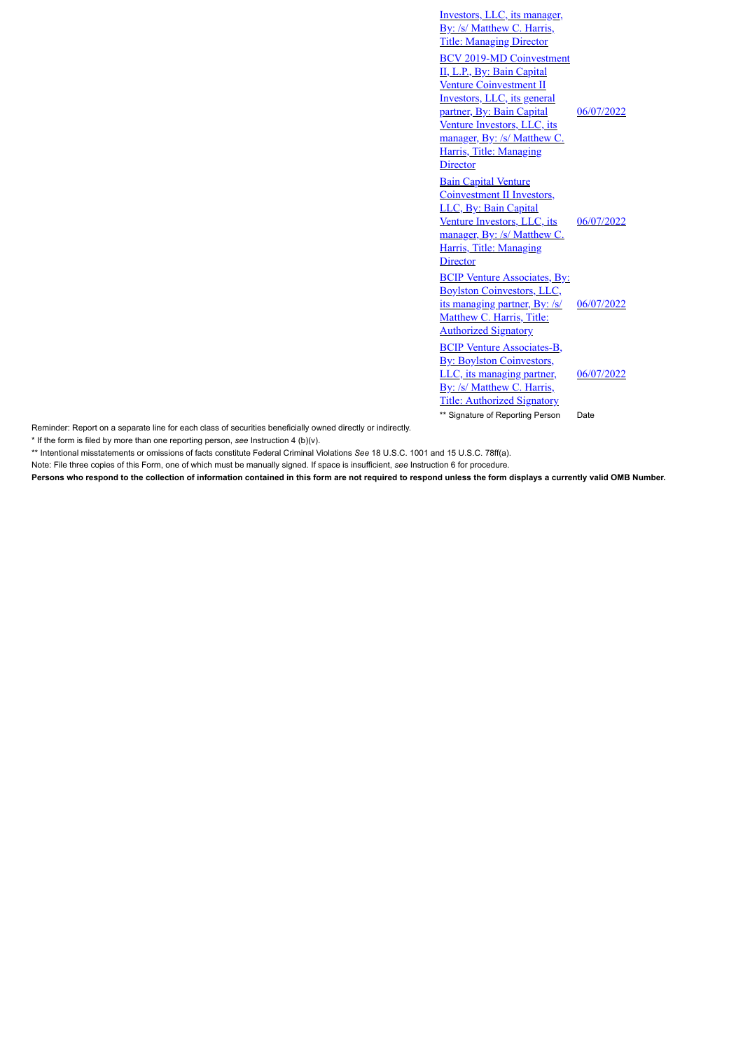| | |
|---|---|
| Investors, LLC, its manager, By: /s/ Matthew C. Harris, Title: Managing Director | |
| BCV 2019-MD Coinvestment II, L.P., By: Bain Capital Venture Coinvestment II Investors, LLC, its general partner, By: Bain Capital Venture Investors, LLC, its manager, By: /s/ Matthew C. Harris, Title: Managing Director | 06/07/2022 |
| Bain Capital Venture Coinvestment II Investors, LLC, By: Bain Capital Venture Investors, LLC, its manager, By: /s/ Matthew C. Harris, Title: Managing Director | 06/07/2022 |
| BCIP Venture Associates, By: Boylston Coinvestors, LLC, its managing partner, By: /s/ Matthew C. Harris, Title: Authorized Signatory | 06/07/2022 |
| BCIP Venture Associates-B, By: Boylston Coinvestors, LLC, its managing partner, By: /s/ Matthew C. Harris, Title: Authorized Signatory | 06/07/2022 |
| ** Signature of Reporting Person | Date |

Reminder: Report on a separate line for each class of securities beneficially owned directly or indirectly.

* If the form is filed by more than one reporting person, *see* Instruction 4 (b)(v).

** Intentional misstatements or omissions of facts constitute Federal Criminal Violations *See* 18 U.S.C. 1001 and 15 U.S.C. 78ff(a).

Note: File three copies of this Form, one of which must be manually signed. If space is insufficient, *see* Instruction 6 for procedure.

**Persons who respond to the collection of information contained in this form are not required to respond unless the form displays a currently valid OMB Number.**